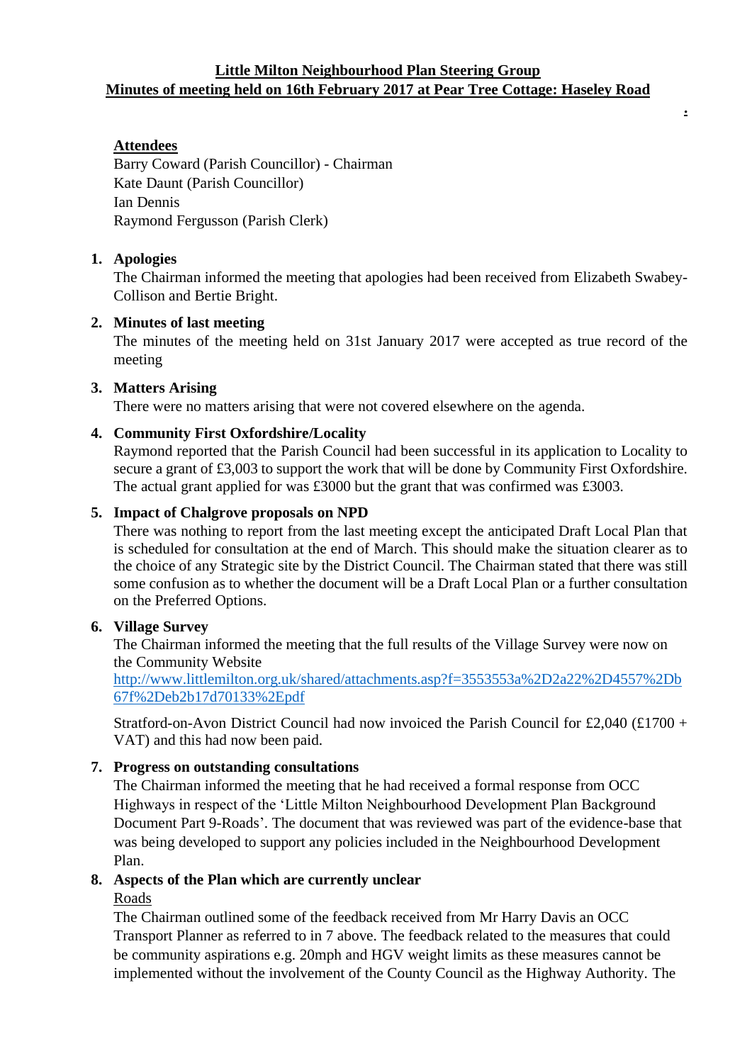# Little Milton Neighbourhood Plan Steering Group

## Minutes of meeting held on 16th February 2017 at Pear Tree Cottage: Haseley Road

### Attendees

Barry Coward (Parish Councillor) - Chairman
Kate Daunt (Parish Councillor)
Ian Dennis
Raymond Fergusson (Parish Clerk)

1. **Apologies**
   The Chairman informed the meeting that apologies had been received from Elizabeth Swabey-Collison and Bertie Bright.

2. **Minutes of last meeting**
   The minutes of the meeting held on 31st January 2017 were accepted as true record of the meeting

3. **Matters Arising**
   There were no matters arising that were not covered elsewhere on the agenda.

4. **Community First Oxfordshire/Locality**
   Raymond reported that the Parish Council had been successful in its application to Locality to secure a grant of £3,003 to support the work that will be done by Community First Oxfordshire. The actual grant applied for was £3000 but the grant that was confirmed was £3003.

5. **Impact of Chalgrove proposals on NPD**
   There was nothing to report from the last meeting except the anticipated Draft Local Plan that is scheduled for consultation at the end of March. This should make the situation clearer as to the choice of any Strategic site by the District Council. The Chairman stated that there was still some confusion as to whether the document will be a Draft Local Plan or a further consultation on the Preferred Options.

6. **Village Survey**
   The Chairman informed the meeting that the full results of the Village Survey were now on the Community Website
   http://www.littlemilton.org.uk/shared/attachments.asp?f=3553553a%2D2a22%2D4557%2Db67f%2Deb2b17d70133%2Epdf

   Stratford-on-Avon District Council had now invoiced the Parish Council for £2,040 (£1700 + VAT) and this had now been paid.

7. **Progress on outstanding consultations**
   The Chairman informed the meeting that he had received a formal response from OCC Highways in respect of the 'Little Milton Neighbourhood Development Plan Background Document Part 9-Roads'. The document that was reviewed was part of the evidence-base that was being developed to support any policies included in the Neighbourhood Development Plan.

8. **Aspects of the Plan which are currently unclear**
   Roads
   The Chairman outlined some of the feedback received from Mr Harry Davis an OCC Transport Planner as referred to in 7 above. The feedback related to the measures that could be community aspirations e.g. 20mph and HGV weight limits as these measures cannot be implemented without the involvement of the County Council as the Highway Authority. The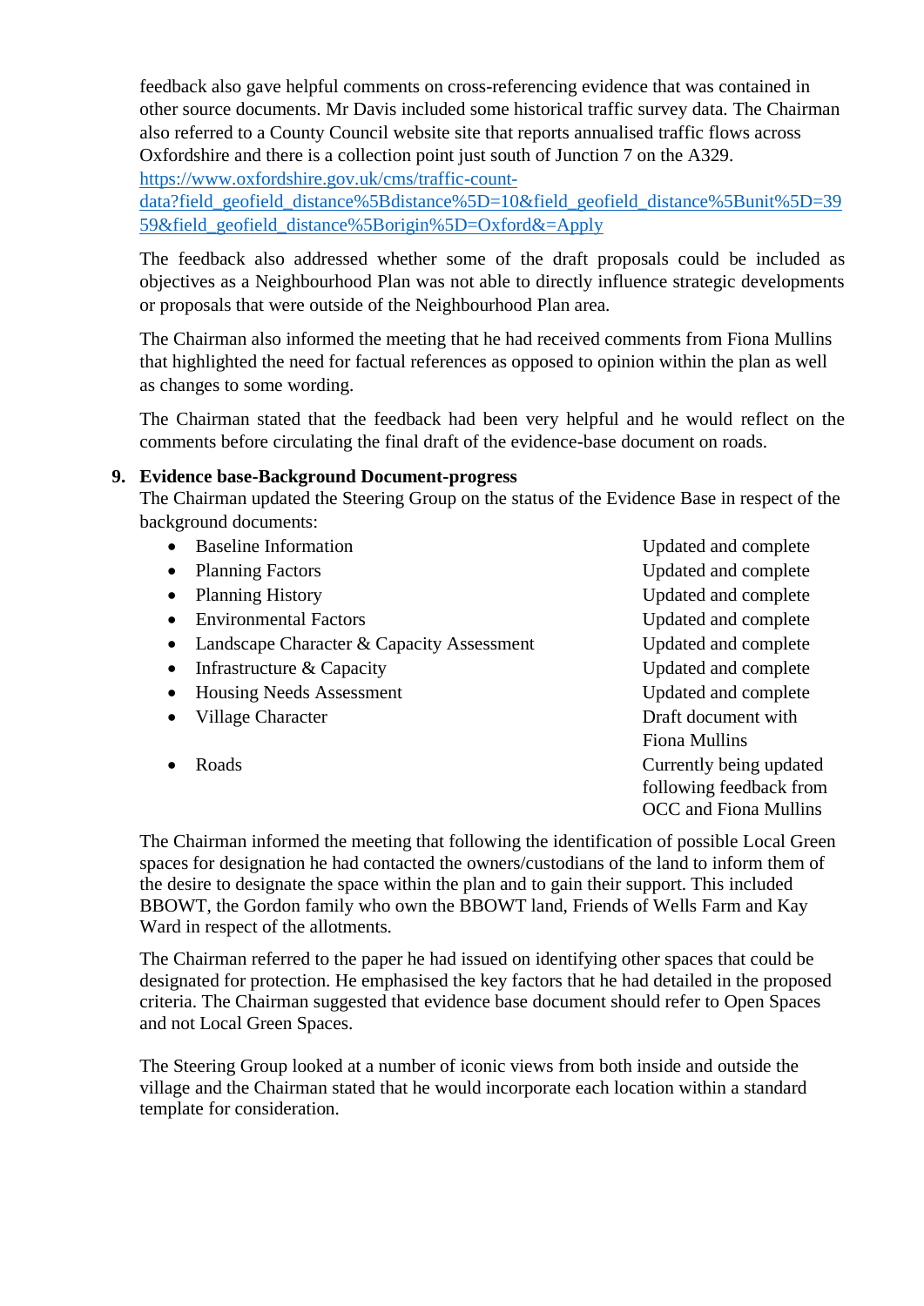feedback also gave helpful comments on cross-referencing evidence that was contained in other source documents. Mr Davis included some historical traffic survey data. The Chairman also referred to a County Council website site that reports annualised traffic flows across Oxfordshire and there is a collection point just south of Junction 7 on the A329. [https://www.oxfordshire.gov.uk/cms/traffic-count-data?field_geofield_distance%5Bdistance%5D=10&field_geofield_distance%5Bunit%5D=3959&field_geofield_distance%5Borigin%5D=Oxford&=Apply](https://www.oxfordshire.gov.uk/cms/traffic-count-data?field_geofield_distance%5Bdistance%5D=10&field_geofield_distance%5Bunit%5D=3959&field_geofield_distance%5Borigin%5D=Oxford&=Apply)

The feedback also addressed whether some of the draft proposals could be included as objectives as a Neighbourhood Plan was not able to directly influence strategic developments or proposals that were outside of the Neighbourhood Plan area.

The Chairman also informed the meeting that he had received comments from Fiona Mullins that highlighted the need for factual references as opposed to opinion within the plan as well as changes to some wording.

The Chairman stated that the feedback had been very helpful and he would reflect on the comments before circulating the final draft of the evidence-base document on roads.

**9. Evidence base-Background Document-progress**

The Chairman updated the Steering Group on the status of the Evidence Base in respect of the background documents:

| Document | Status |
|---|---|
| • Baseline Information | Updated and complete |
| • Planning Factors | Updated and complete |
| • Planning History | Updated and complete |
| • Environmental Factors | Updated and complete |
| • Landscape Character & Capacity Assessment | Updated and complete |
| • Infrastructure & Capacity | Updated and complete |
| • Housing Needs Assessment | Updated and complete |
| • Village Character | Draft document with Fiona Mullins |
| • Roads | Currently being updated following feedback from OCC and Fiona Mullins |

The Chairman informed the meeting that following the identification of possible Local Green spaces for designation he had contacted the owners/custodians of the land to inform them of the desire to designate the space within the plan and to gain their support. This included BBOWT, the Gordon family who own the BBOWT land, Friends of Wells Farm and Kay Ward in respect of the allotments.

The Chairman referred to the paper he had issued on identifying other spaces that could be designated for protection. He emphasised the key factors that he had detailed in the proposed criteria. The Chairman suggested that evidence base document should refer to Open Spaces and not Local Green Spaces.

The Steering Group looked at a number of iconic views from both inside and outside the village and the Chairman stated that he would incorporate each location within a standard template for consideration.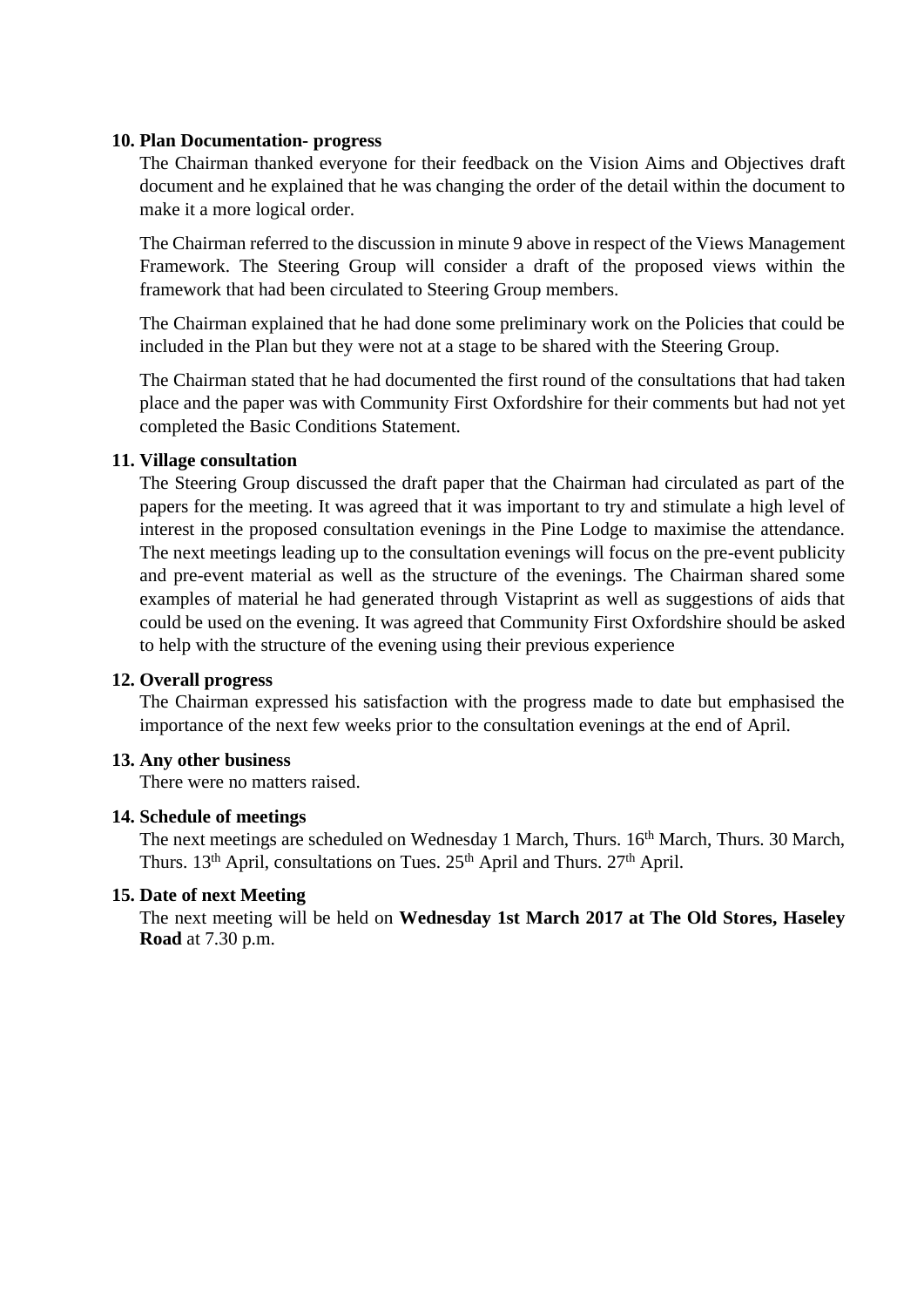**10. Plan Documentation- progress**

The Chairman thanked everyone for their feedback on the Vision Aims and Objectives draft document and he explained that he was changing the order of the detail within the document to make it a more logical order.

The Chairman referred to the discussion in minute 9 above in respect of the Views Management Framework. The Steering Group will consider a draft of the proposed views within the framework that had been circulated to Steering Group members.

The Chairman explained that he had done some preliminary work on the Policies that could be included in the Plan but they were not at a stage to be shared with the Steering Group.

The Chairman stated that he had documented the first round of the consultations that had taken place and the paper was with Community First Oxfordshire for their comments but had not yet completed the Basic Conditions Statement.

**11. Village consultation**

The Steering Group discussed the draft paper that the Chairman had circulated as part of the papers for the meeting. It was agreed that it was important to try and stimulate a high level of interest in the proposed consultation evenings in the Pine Lodge to maximise the attendance. The next meetings leading up to the consultation evenings will focus on the pre-event publicity and pre-event material as well as the structure of the evenings. The Chairman shared some examples of material he had generated through Vistaprint as well as suggestions of aids that could be used on the evening. It was agreed that Community First Oxfordshire should be asked to help with the structure of the evening using their previous experience

**12. Overall progress**

The Chairman expressed his satisfaction with the progress made to date but emphasised the importance of the next few weeks prior to the consultation evenings at the end of April.

**13. Any other business**

There were no matters raised.

**14. Schedule of meetings**

The next meetings are scheduled on Wednesday 1 March, Thurs. 16th March, Thurs. 30 March, Thurs. 13th April, consultations on Tues. 25th April and Thurs. 27th April.

**15. Date of next Meeting**

The next meeting will be held on **Wednesday 1st March 2017 at The Old Stores, Haseley Road** at 7.30 p.m.